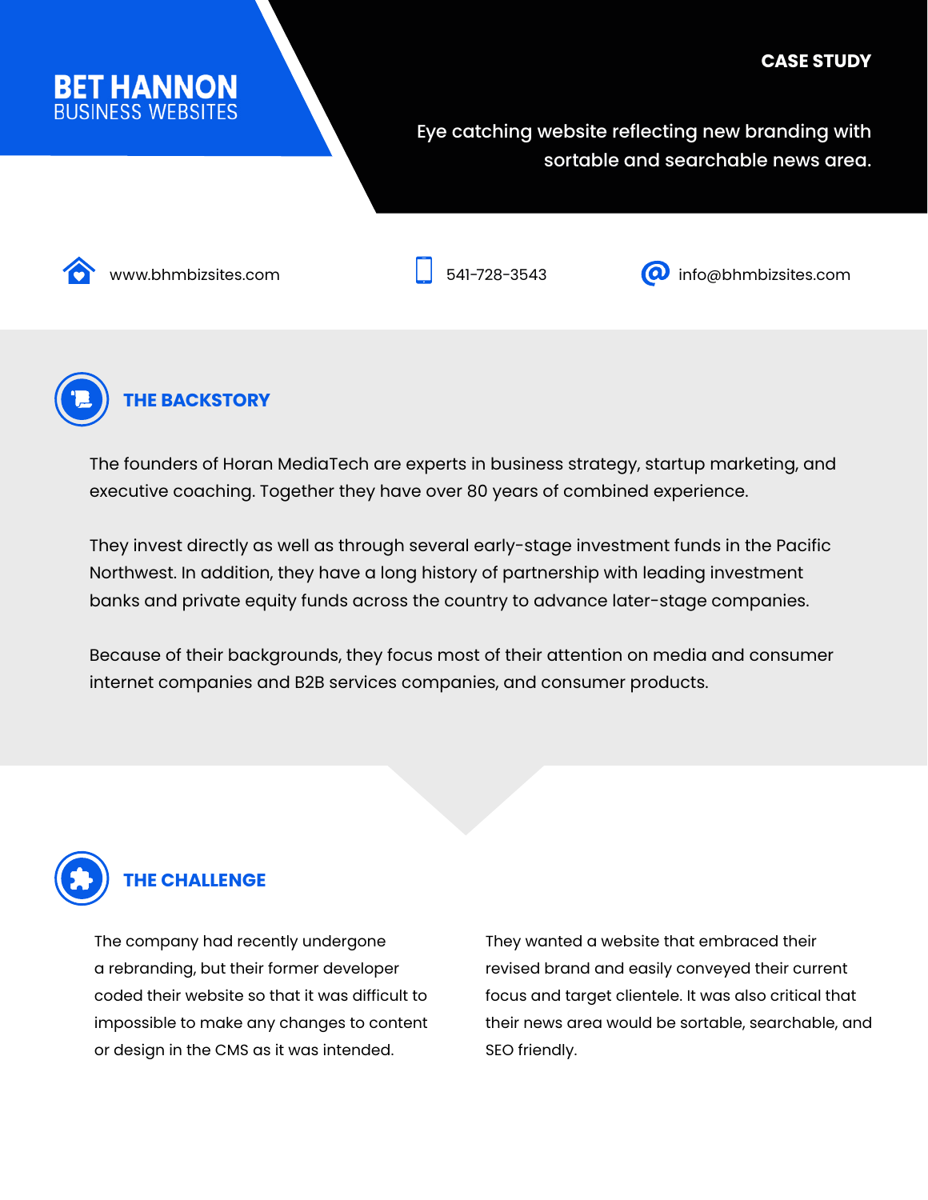# BET HANNON
BUSINESS WEBSITES

**CASE STUDY**

Eye catching website reflecting new branding with sortable and searchable news area.

www.bhmbizsites.com

541-728-3543

info@bhmbizsites.com

## THE BACKSTORY

The founders of Horan MediaTech are experts in business strategy, startup marketing, and executive coaching. Together they have over 80 years of combined experience.

They invest directly as well as through several early-stage investment funds in the Pacific Northwest. In addition, they have a long history of partnership with leading investment banks and private equity funds across the country to advance later-stage companies.

Because of their backgrounds, they focus most of their attention on media and consumer internet companies and B2B services companies, and consumer products.

## THE CHALLENGE

The company had recently undergone a rebranding, but their former developer coded their website so that it was difficult to impossible to make any changes to content or design in the CMS as it was intended.

They wanted a website that embraced their revised brand and easily conveyed their current focus and target clientele. It was also critical that their news area would be sortable, searchable, and SEO friendly.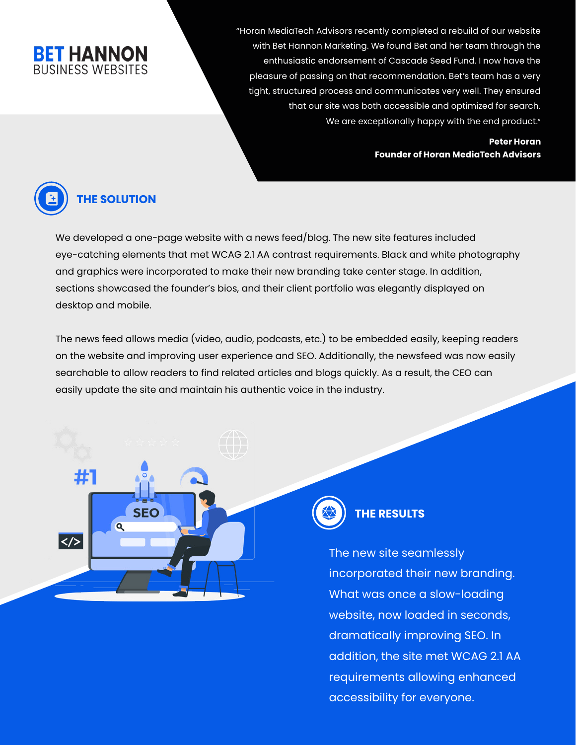**BET HANNON**
BUSINESS WEBSITES

"Horan MediaTech Advisors recently completed a rebuild of our website with Bet Hannon Marketing. We found Bet and her team through the enthusiastic endorsement of Cascade Seed Fund. I now have the pleasure of passing on that recommendation. Bet's team has a very tight, structured process and communicates very well. They ensured that our site was both accessible and optimized for search. We are exceptionally happy with the end product."

**Peter Horan**
**Founder of Horan MediaTech Advisors**

## THE SOLUTION

We developed a one-page website with a news feed/blog. The new site features included eye-catching elements that met WCAG 2.1 AA contrast requirements. Black and white photography and graphics were incorporated to make their new branding take center stage. In addition, sections showcased the founder's bios, and their client portfolio was elegantly displayed on desktop and mobile.

The news feed allows media (video, audio, podcasts, etc.) to be embedded easily, keeping readers on the website and improving user experience and SEO. Additionally, the newsfeed was now easily searchable to allow readers to find related articles and blogs quickly. As a result, the CEO can easily update the site and maintain his authentic voice in the industry.

## THE RESULTS

The new site seamlessly incorporated their new branding. What was once a slow-loading website, now loaded in seconds, dramatically improving SEO. In addition, the site met WCAG 2.1 AA requirements allowing enhanced accessibility for everyone.